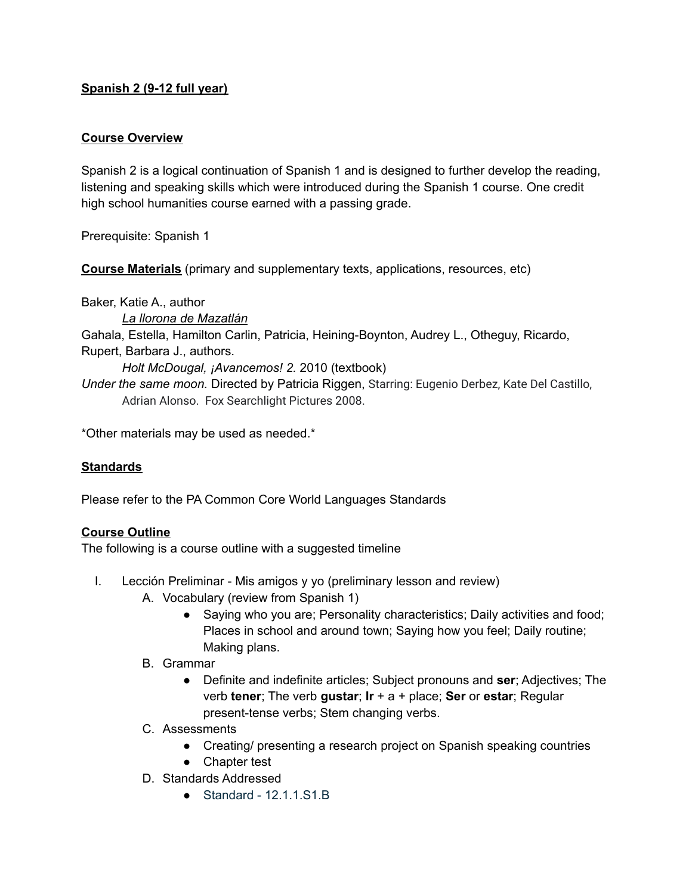**Spanish 2 (9-12 full year)**

**Course Overview**

Spanish 2 is a logical continuation of Spanish 1 and is designed to further develop the reading, listening and speaking skills which were introduced during the Spanish 1 course. One credit high school humanities course earned with a passing grade.

Prerequisite: Spanish 1

**Course Materials** (primary and supplementary texts, applications, resources, etc)

Baker, Katie A., author

    *La llorona de Mazatlán*

Gahala, Estella, Hamilton Carlin, Patricia, Heining-Boynton, Audrey L., Otheguy, Ricardo, Rupert, Barbara J., authors.

    *Holt McDougal, ¡Avancemos! 2.* 2010 (textbook)

*Under the same moon.* Directed by Patricia Riggen, Starring: Eugenio Derbez, Kate Del Castillo, Adrian Alonso. Fox Searchlight Pictures 2008.

*Other materials may be used as needed.*

**Standards**

Please refer to the PA Common Core World Languages Standards

**Course Outline**

The following is a course outline with a suggested timeline

I. Lección Preliminar - Mis amigos y yo (preliminary lesson and review)
   A. Vocabulary (review from Spanish 1)
      - Saying who you are; Personality characteristics; Daily activities and food; Places in school and around town; Saying how you feel; Daily routine; Making plans.
   B. Grammar
      - Definite and indefinite articles; Subject pronouns and **ser**; Adjectives; The verb **tener**; The verb **gustar**; **Ir** + a + place; **Ser** or **estar**; Regular present-tense verbs; Stem changing verbs.
   C. Assessments
      - Creating/ presenting a research project on Spanish speaking countries
      - Chapter test
   D. Standards Addressed
      - Standard - 12.1.1.S1.B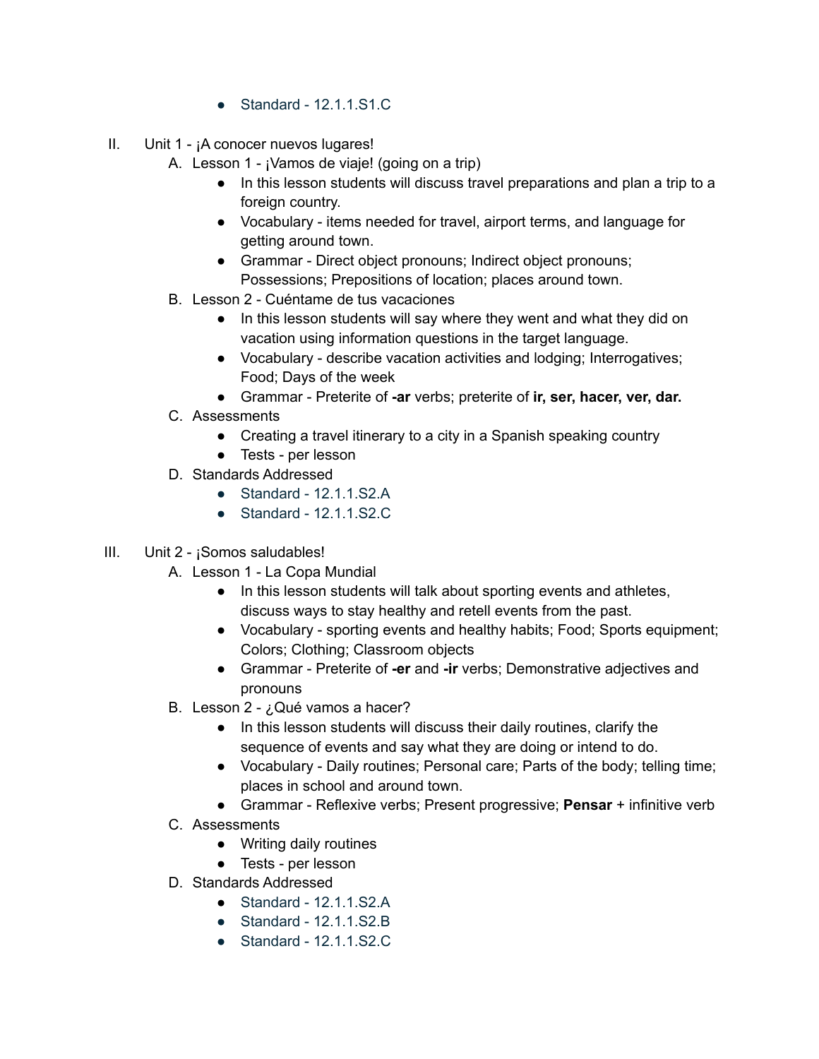- Standard - 12.1.1.S1.C

II. Unit 1 - ¡A conocer nuevos lugares!
   A. Lesson 1 - ¡Vamos de viaje! (going on a trip)
      - In this lesson students will discuss travel preparations and plan a trip to a foreign country.
      - Vocabulary - items needed for travel, airport terms, and language for getting around town.
      - Grammar - Direct object pronouns; Indirect object pronouns; Possessions; Prepositions of location; places around town.
   B. Lesson 2 - Cuéntame de tus vacaciones
      - In this lesson students will say where they went and what they did on vacation using information questions in the target language.
      - Vocabulary - describe vacation activities and lodging; Interrogatives; Food; Days of the week
      - Grammar - Preterite of **-ar** verbs; preterite of **ir, ser, hacer, ver, dar.**
   C. Assessments
      - Creating a travel itinerary to a city in a Spanish speaking country
      - Tests - per lesson
   D. Standards Addressed
      - Standard - 12.1.1.S2.A
      - Standard - 12.1.1.S2.C

III. Unit 2 - ¡Somos saludables!
   A. Lesson 1 - La Copa Mundial
      - In this lesson students will talk about sporting events and athletes, discuss ways to stay healthy and retell events from the past.
      - Vocabulary - sporting events and healthy habits; Food; Sports equipment; Colors; Clothing; Classroom objects
      - Grammar - Preterite of **-er** and **-ir** verbs; Demonstrative adjectives and pronouns
   B. Lesson 2 - ¿Qué vamos a hacer?
      - In this lesson students will discuss their daily routines, clarify the sequence of events and say what they are doing or intend to do.
      - Vocabulary - Daily routines; Personal care; Parts of the body; telling time; places in school and around town.
      - Grammar - Reflexive verbs; Present progressive; **Pensar** + infinitive verb
   C. Assessments
      - Writing daily routines
      - Tests - per lesson
   D. Standards Addressed
      - Standard - 12.1.1.S2.A
      - Standard - 12.1.1.S2.B
      - Standard - 12.1.1.S2.C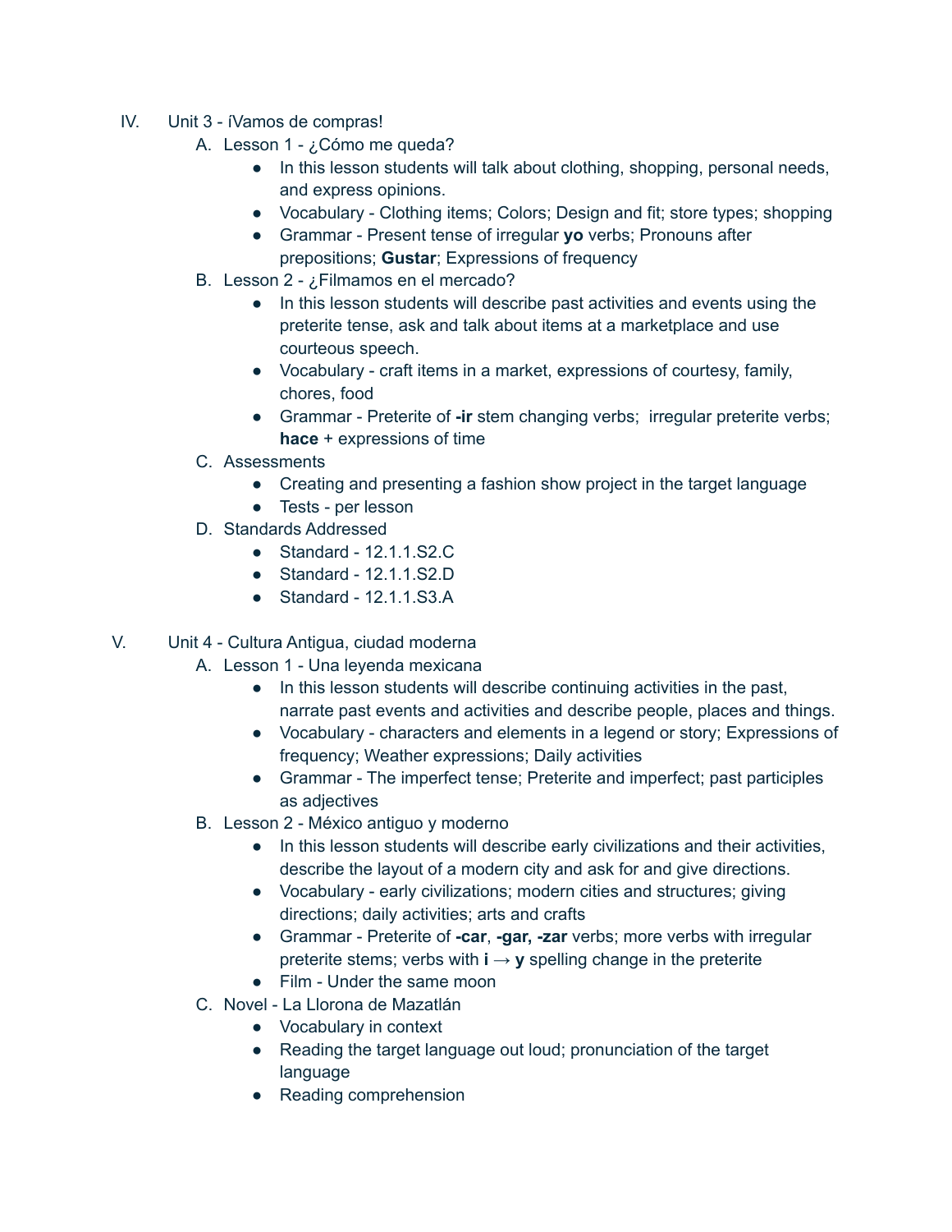IV. Unit 3 - ¡Vamos de compras!

A. Lesson 1 - ¿Cómo me queda?
   - In this lesson students will talk about clothing, shopping, personal needs, and express opinions.
   - Vocabulary - Clothing items; Colors; Design and fit; store types; shopping
   - Grammar - Present tense of irregular **yo** verbs; Pronouns after prepositions; **Gustar**; Expressions of frequency

B. Lesson 2 - ¿Filmamos en el mercado?
   - In this lesson students will describe past activities and events using the preterite tense, ask and talk about items at a marketplace and use courteous speech.
   - Vocabulary - craft items in a market, expressions of courtesy, family, chores, food
   - Grammar - Preterite of **-ir** stem changing verbs; irregular preterite verbs; **hace** + expressions of time

C. Assessments
   - Creating and presenting a fashion show project in the target language
   - Tests - per lesson

D. Standards Addressed
   - Standard - 12.1.1.S2.C
   - Standard - 12.1.1.S2.D
   - Standard - 12.1.1.S3.A

V. Unit 4 - Cultura Antigua, ciudad moderna

A. Lesson 1 - Una leyenda mexicana
   - In this lesson students will describe continuing activities in the past, narrate past events and activities and describe people, places and things.
   - Vocabulary - characters and elements in a legend or story; Expressions of frequency; Weather expressions; Daily activities
   - Grammar - The imperfect tense; Preterite and imperfect; past participles as adjectives

B. Lesson 2 - México antiguo y moderno
   - In this lesson students will describe early civilizations and their activities, describe the layout of a modern city and ask for and give directions.
   - Vocabulary - early civilizations; modern cities and structures; giving directions; daily activities; arts and crafts
   - Grammar - Preterite of **-car**, **-gar, -zar** verbs; more verbs with irregular preterite stems; verbs with **i** → **y** spelling change in the preterite
   - Film - Under the same moon

C. Novel - La Llorona de Mazatlán
   - Vocabulary in context
   - Reading the target language out loud; pronunciation of the target language
   - Reading comprehension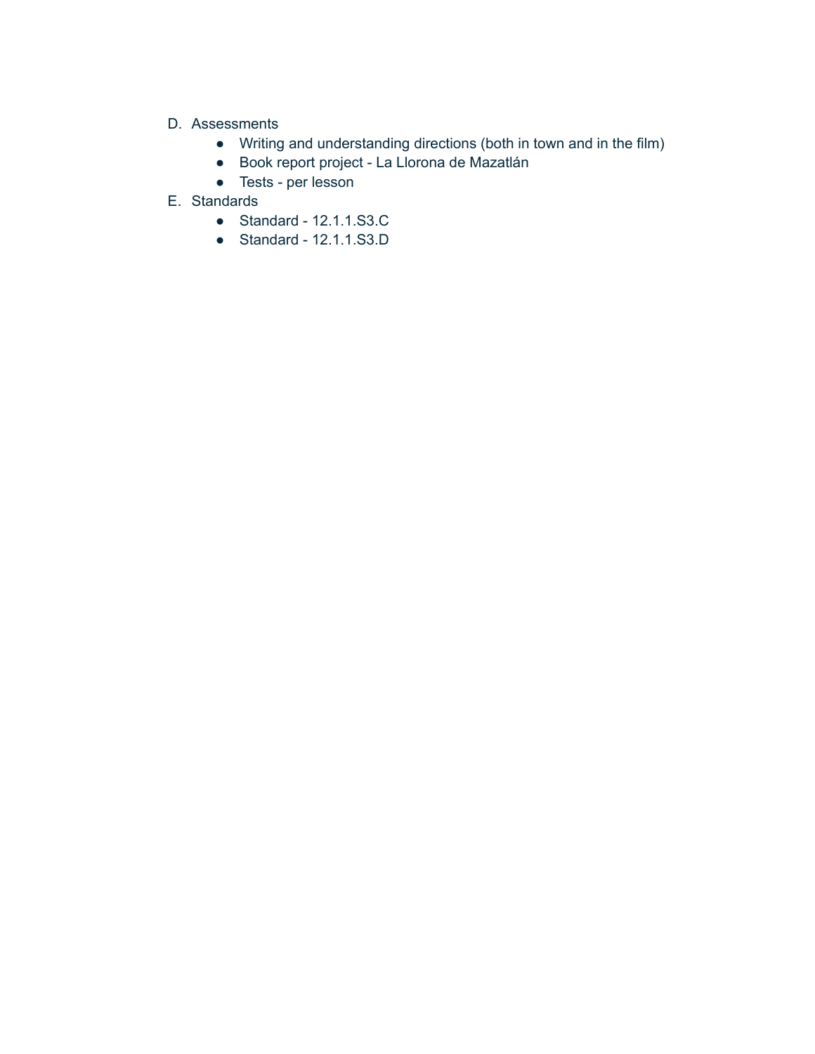D. Assessments
    - Writing and understanding directions (both in town and in the film)
    - Book report project - La Llorona de Mazatlán
    - Tests - per lesson
E. Standards
    - Standard - 12.1.1.S3.C
    - Standard - 12.1.1.S3.D